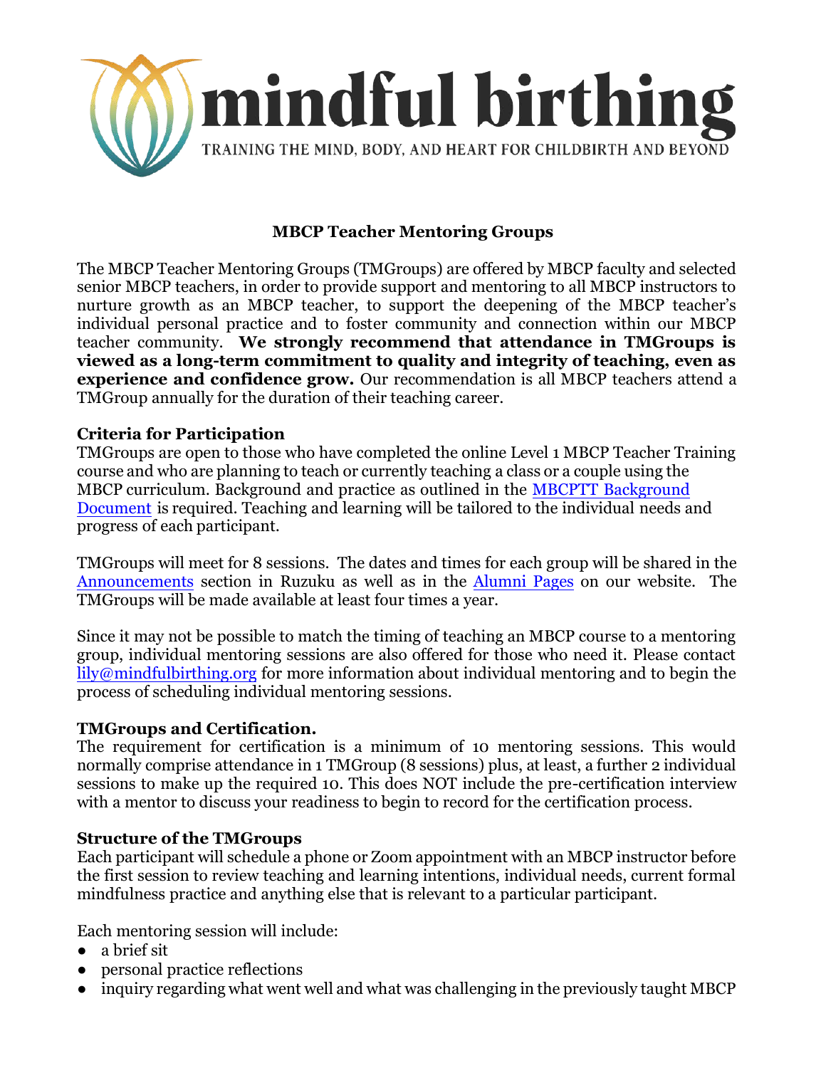mindful birthing

TRAINING THE MIND, BODY, AND HEART FOR CHILDBIRTH AND BEYOND

# MBCP Teacher Mentoring Groups

The MBCP Teacher Mentoring Groups (TMGroups) are offered by MBCP faculty and selected senior MBCP teachers, in order to provide support and mentoring to all MBCP instructors to nurture growth as an MBCP teacher, to support the deepening of the MBCP teacher's individual personal practice and to foster community and connection within our MBCP teacher community. **We strongly recommend that attendance in TMGroups is viewed as a long-term commitment to quality and integrity of teaching, even as experience and confidence grow.** Our recommendation is all MBCP teachers attend a TMGroup annually for the duration of their teaching career.

## Criteria for Participation

TMGroups are open to those who have completed the online Level 1 MBCP Teacher Training course and who are planning to teach or currently teaching a class or a couple using the MBCP curriculum. Background and practice as outlined in the [MBCPTT Background Document]() is required. Teaching and learning will be tailored to the individual needs and progress of each participant.

TMGroups will meet for 8 sessions. The dates and times for each group will be shared in the [Announcements]() section in Ruzuku as well as in the [Alumni Pages]() on our website. The TMGroups will be made available at least four times a year.

Since it may not be possible to match the timing of teaching an MBCP course to a mentoring group, individual mentoring sessions are also offered for those who need it. Please contact [lily@mindfulbirthing.org](mailto:lily@mindfulbirthing.org) for more information about individual mentoring and to begin the process of scheduling individual mentoring sessions.

## TMGroups and Certification.

The requirement for certification is a minimum of 10 mentoring sessions. This would normally comprise attendance in 1 TMGroup (8 sessions) plus, at least, a further 2 individual sessions to make up the required 10. This does NOT include the pre-certification interview with a mentor to discuss your readiness to begin to record for the certification process.

## Structure of the TMGroups

Each participant will schedule a phone or Zoom appointment with an MBCP instructor before the first session to review teaching and learning intentions, individual needs, current formal mindfulness practice and anything else that is relevant to a particular participant.

Each mentoring session will include:

- a brief sit
- personal practice reflections
- inquiry regarding what went well and what was challenging in the previously taught MBCP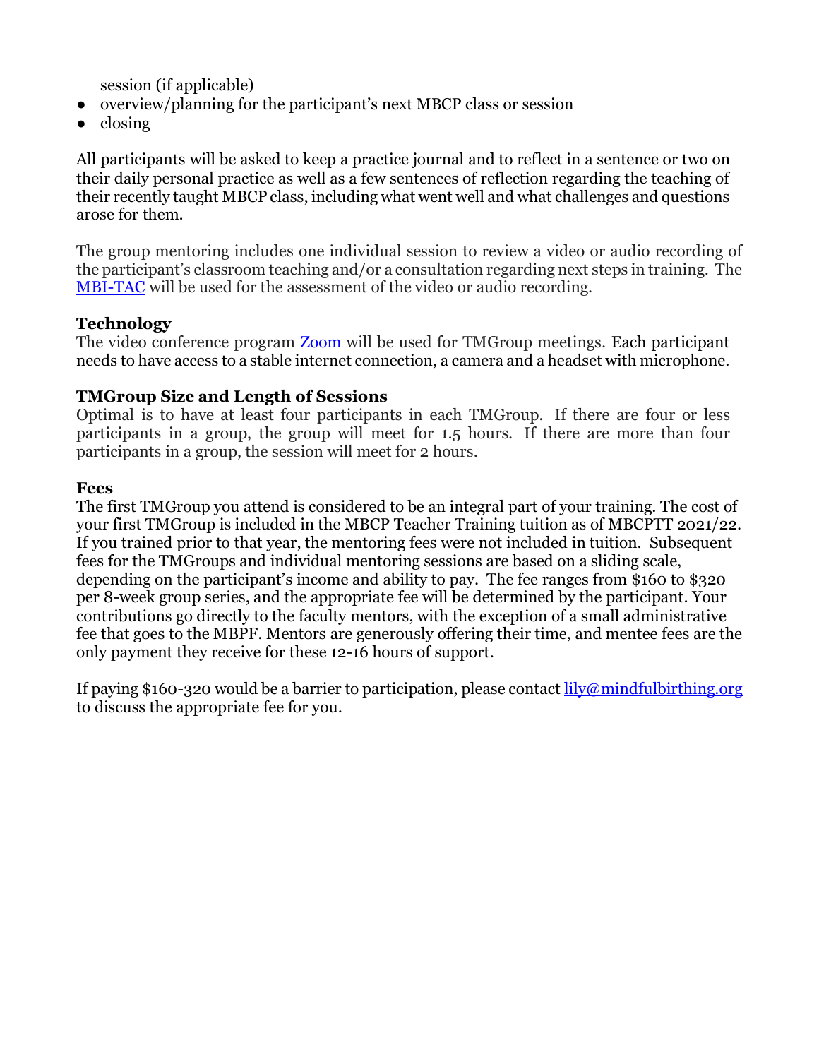session (if applicable)

- overview/planning for the participant's next MBCP class or session
- closing

All participants will be asked to keep a practice journal and to reflect in a sentence or two on their daily personal practice as well as a few sentences of reflection regarding the teaching of their recently taught MBCP class, including what went well and what challenges and questions arose for them.

The group mentoring includes one individual session to review a video or audio recording of the participant's classroom teaching and/or a consultation regarding next steps in training. The MBI-TAC will be used for the assessment of the video or audio recording.

**Technology**

The video conference program Zoom will be used for TMGroup meetings. Each participant needs to have access to a stable internet connection, a camera and a headset with microphone.

**TMGroup Size and Length of Sessions**

Optimal is to have at least four participants in each TMGroup. If there are four or less participants in a group, the group will meet for 1.5 hours. If there are more than four participants in a group, the session will meet for 2 hours.

**Fees**

The first TMGroup you attend is considered to be an integral part of your training. The cost of your first TMGroup is included in the MBCP Teacher Training tuition as of MBCPTT 2021/22. If you trained prior to that year, the mentoring fees were not included in tuition. Subsequent fees for the TMGroups and individual mentoring sessions are based on a sliding scale, depending on the participant's income and ability to pay. The fee ranges from $160 to $320 per 8-week group series, and the appropriate fee will be determined by the participant. Your contributions go directly to the faculty mentors, with the exception of a small administrative fee that goes to the MBPF. Mentors are generously offering their time, and mentee fees are the only payment they receive for these 12-16 hours of support.

If paying $160-320 would be a barrier to participation, please contact lily@mindfulbirthing.org to discuss the appropriate fee for you.